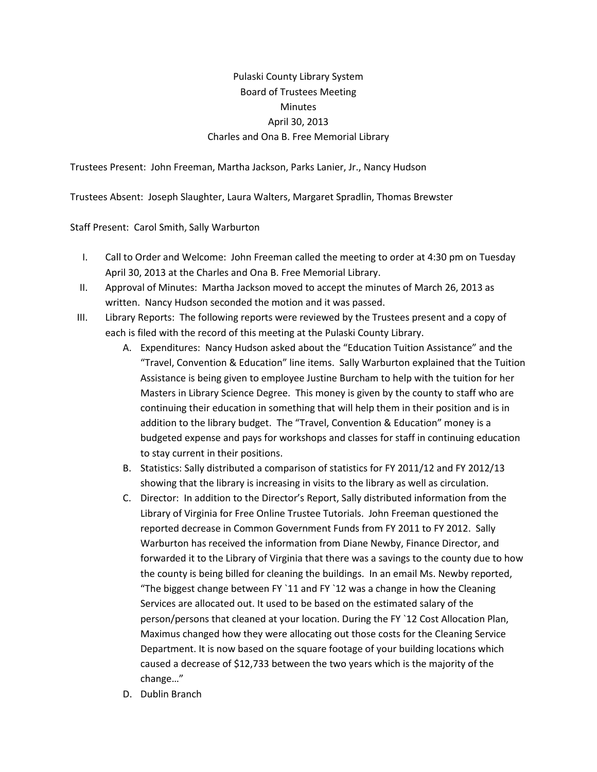# Pulaski County Library System
## Board of Trustees Meeting
## Minutes
## April 30, 2013
## Charles and Ona B. Free Memorial Library

Trustees Present: John Freeman, Martha Jackson, Parks Lanier, Jr., Nancy Hudson

Trustees Absent: Joseph Slaughter, Laura Walters, Margaret Spradlin, Thomas Brewster

Staff Present: Carol Smith, Sally Warburton

I. Call to Order and Welcome: John Freeman called the meeting to order at 4:30 pm on Tuesday April 30, 2013 at the Charles and Ona B. Free Memorial Library.

II. Approval of Minutes: Martha Jackson moved to accept the minutes of March 26, 2013 as written. Nancy Hudson seconded the motion and it was passed.

III. Library Reports: The following reports were reviewed by the Trustees present and a copy of each is filed with the record of this meeting at the Pulaski County Library.

   A. Expenditures: Nancy Hudson asked about the "Education Tuition Assistance" and the "Travel, Convention & Education" line items. Sally Warburton explained that the Tuition Assistance is being given to employee Justine Burcham to help with the tuition for her Masters in Library Science Degree. This money is given by the county to staff who are continuing their education in something that will help them in their position and is in addition to the library budget. The "Travel, Convention & Education" money is a budgeted expense and pays for workshops and classes for staff in continuing education to stay current in their positions.

   B. Statistics: Sally distributed a comparison of statistics for FY 2011/12 and FY 2012/13 showing that the library is increasing in visits to the library as well as circulation.

   C. Director: In addition to the Director's Report, Sally distributed information from the Library of Virginia for Free Online Trustee Tutorials. John Freeman questioned the reported decrease in Common Government Funds from FY 2011 to FY 2012. Sally Warburton has received the information from Diane Newby, Finance Director, and forwarded it to the Library of Virginia that there was a savings to the county due to how the county is being billed for cleaning the buildings. In an email Ms. Newby reported, "The biggest change between FY `11 and FY `12 was a change in how the Cleaning Services are allocated out. It used to be based on the estimated salary of the person/persons that cleaned at your location. During the FY `12 Cost Allocation Plan, Maximus changed how they were allocating out those costs for the Cleaning Service Department. It is now based on the square footage of your building locations which caused a decrease of $12,733 between the two years which is the majority of the change…"

   D. Dublin Branch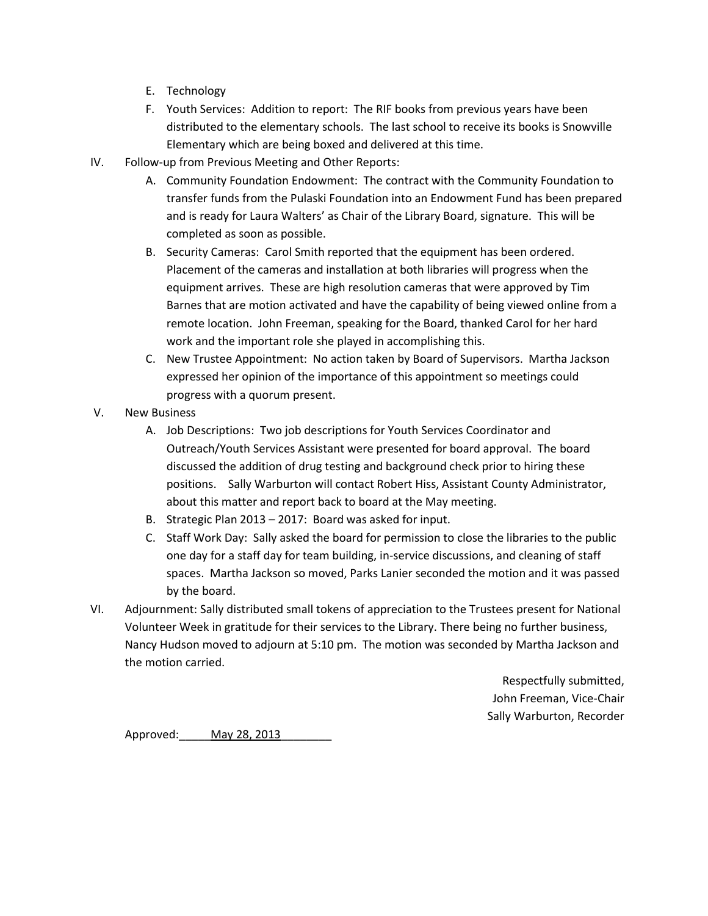E. Technology

F. Youth Services: Addition to report: The RIF books from previous years have been distributed to the elementary schools. The last school to receive its books is Snowville Elementary which are being boxed and delivered at this time.

IV. Follow-up from Previous Meeting and Other Reports:

A. Community Foundation Endowment: The contract with the Community Foundation to transfer funds from the Pulaski Foundation into an Endowment Fund has been prepared and is ready for Laura Walters' as Chair of the Library Board, signature. This will be completed as soon as possible.

B. Security Cameras: Carol Smith reported that the equipment has been ordered. Placement of the cameras and installation at both libraries will progress when the equipment arrives. These are high resolution cameras that were approved by Tim Barnes that are motion activated and have the capability of being viewed online from a remote location. John Freeman, speaking for the Board, thanked Carol for her hard work and the important role she played in accomplishing this.

C. New Trustee Appointment: No action taken by Board of Supervisors. Martha Jackson expressed her opinion of the importance of this appointment so meetings could progress with a quorum present.

V. New Business

A. Job Descriptions: Two job descriptions for Youth Services Coordinator and Outreach/Youth Services Assistant were presented for board approval. The board discussed the addition of drug testing and background check prior to hiring these positions. Sally Warburton will contact Robert Hiss, Assistant County Administrator, about this matter and report back to board at the May meeting.

B. Strategic Plan 2013 – 2017: Board was asked for input.

C. Staff Work Day: Sally asked the board for permission to close the libraries to the public one day for a staff day for team building, in-service discussions, and cleaning of staff spaces. Martha Jackson so moved, Parks Lanier seconded the motion and it was passed by the board.

VI. Adjournment: Sally distributed small tokens of appreciation to the Trustees present for National Volunteer Week in gratitude for their services to the Library. There being no further business, Nancy Hudson moved to adjourn at 5:10 pm. The motion was seconded by Martha Jackson and the motion carried.

Respectfully submitted,
John Freeman, Vice-Chair
Sally Warburton, Recorder

Approved: May 28, 2013